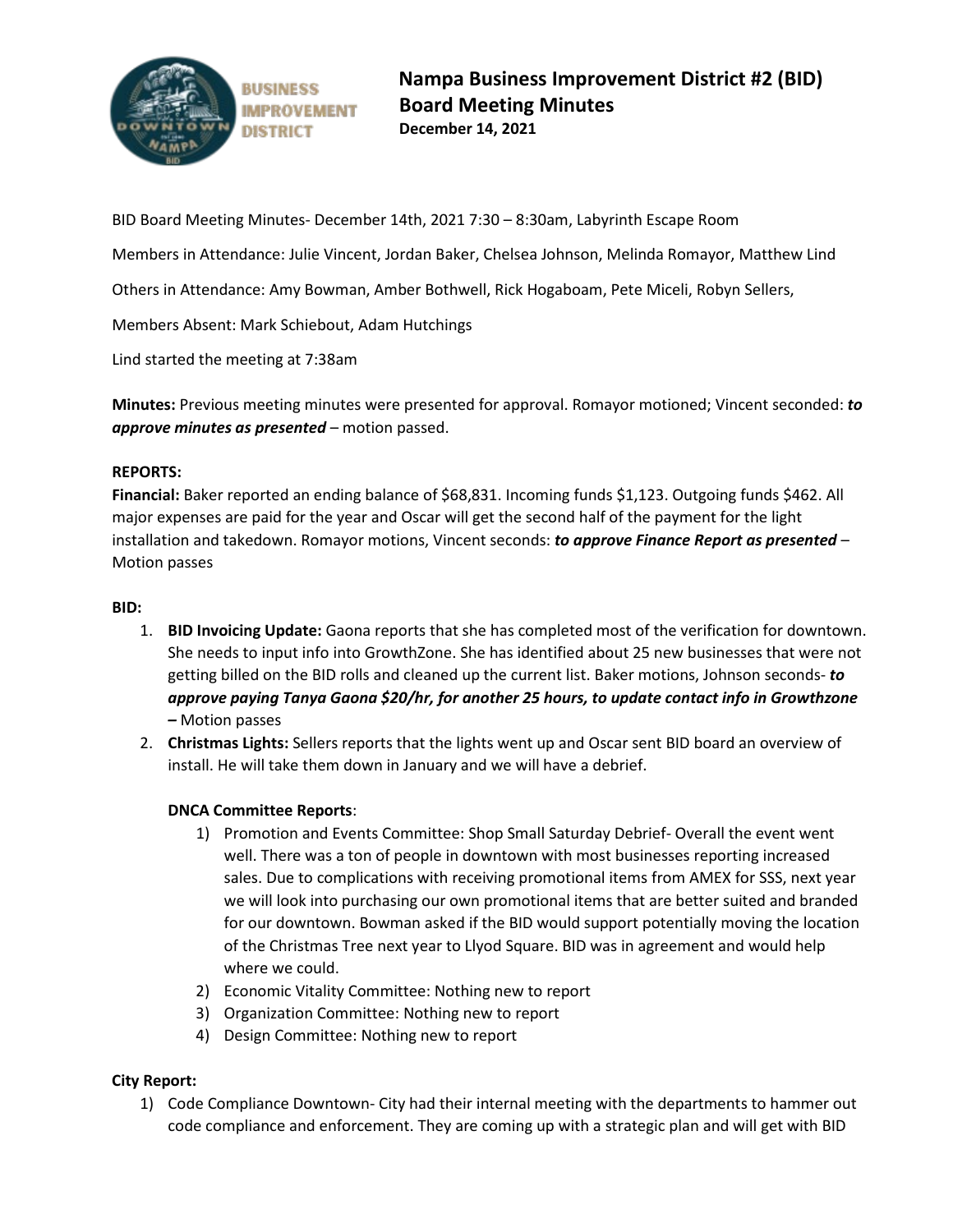# Nampa Business Improvement District #2 (BID)
# Board Meeting Minutes
**December 14, 2021**

BID Board Meeting Minutes- December 14th, 2021 7:30 – 8:30am, Labyrinth Escape Room

Members in Attendance: Julie Vincent, Jordan Baker, Chelsea Johnson, Melinda Romayor, Matthew Lind

Others in Attendance: Amy Bowman, Amber Bothwell, Rick Hogaboam, Pete Miceli, Robyn Sellers,

Members Absent: Mark Schiebout, Adam Hutchings

Lind started the meeting at 7:38am

**Minutes:** Previous meeting minutes were presented for approval. Romayor motioned; Vincent seconded: ***to approve minutes as presented*** – motion passed.

**REPORTS:**

**Financial:** Baker reported an ending balance of $68,831. Incoming funds $1,123. Outgoing funds $462. All major expenses are paid for the year and Oscar will get the second half of the payment for the light installation and takedown. Romayor motions, Vincent seconds: ***to approve Finance Report as presented*** – Motion passes

**BID:**

1. **BID Invoicing Update:** Gaona reports that she has completed most of the verification for downtown. She needs to input info into GrowthZone. She has identified about 25 new businesses that were not getting billed on the BID rolls and cleaned up the current list. Baker motions, Johnson seconds- ***to approve paying Tanya Gaona $20/hr, for another 25 hours, to update contact info in Growthzone*** **–** Motion passes
2. **Christmas Lights:** Sellers reports that the lights went up and Oscar sent BID board an overview of install. He will take them down in January and we will have a debrief.

   **DNCA Committee Reports**:
   1) Promotion and Events Committee: Shop Small Saturday Debrief- Overall the event went well. There was a ton of people in downtown with most businesses reporting increased sales. Due to complications with receiving promotional items from AMEX for SSS, next year we will look into purchasing our own promotional items that are better suited and branded for our downtown. Bowman asked if the BID would support potentially moving the location of the Christmas Tree next year to Llyod Square. BID was in agreement and would help where we could.
   2) Economic Vitality Committee: Nothing new to report
   3) Organization Committee: Nothing new to report
   4) Design Committee: Nothing new to report

**City Report:**

1) Code Compliance Downtown- City had their internal meeting with the departments to hammer out code compliance and enforcement. They are coming up with a strategic plan and will get with BID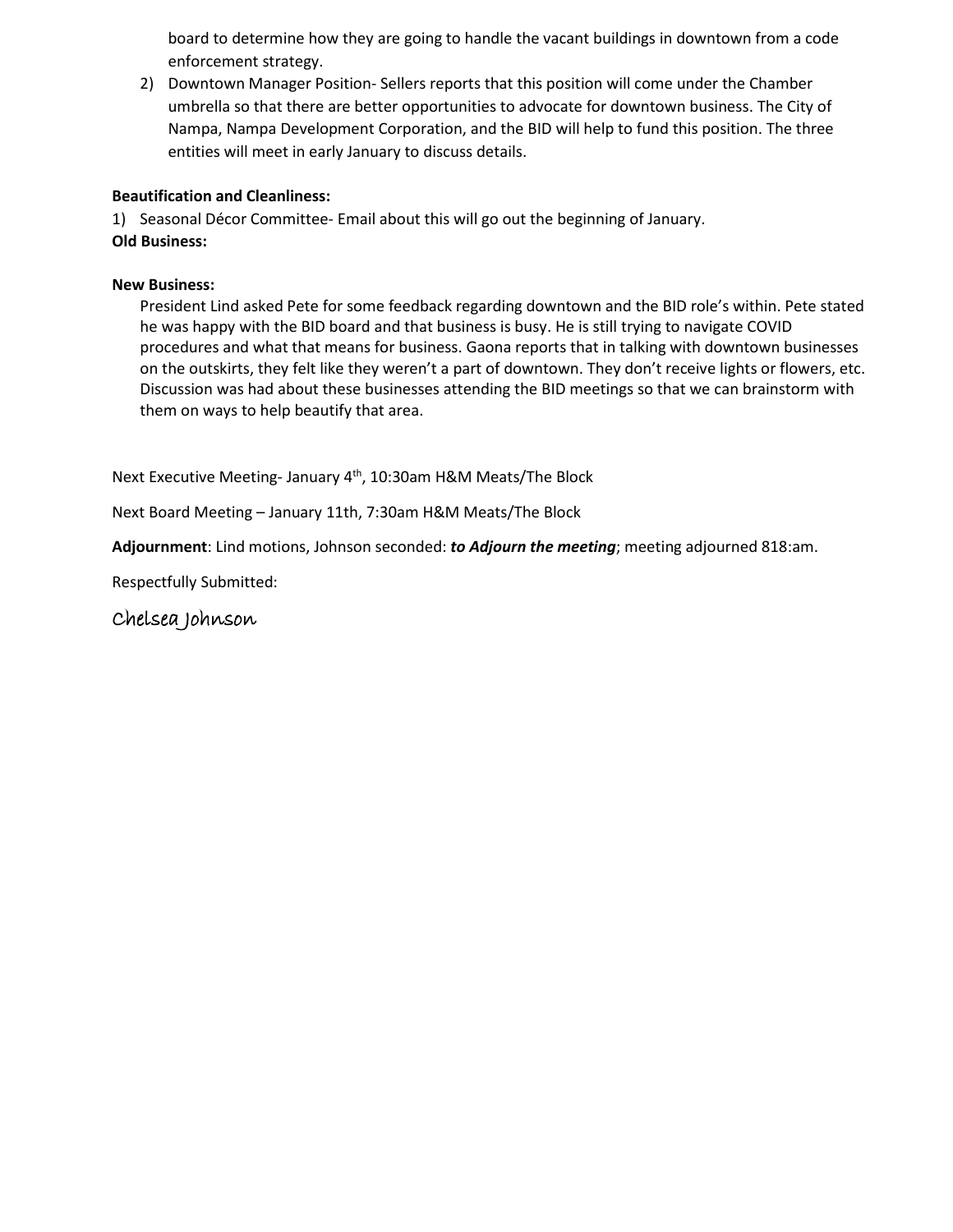board to determine how they are going to handle the vacant buildings in downtown from a code enforcement strategy.

2) Downtown Manager Position- Sellers reports that this position will come under the Chamber umbrella so that there are better opportunities to advocate for downtown business. The City of Nampa, Nampa Development Corporation, and the BID will help to fund this position. The three entities will meet in early January to discuss details.

**Beautification and Cleanliness:**

1) Seasonal Décor Committee- Email about this will go out the beginning of January.

**Old Business:**

**New Business:**

President Lind asked Pete for some feedback regarding downtown and the BID role's within. Pete stated he was happy with the BID board and that business is busy. He is still trying to navigate COVID procedures and what that means for business. Gaona reports that in talking with downtown businesses on the outskirts, they felt like they weren't a part of downtown. They don't receive lights or flowers, etc. Discussion was had about these businesses attending the BID meetings so that we can brainstorm with them on ways to help beautify that area.

Next Executive Meeting- January 4th, 10:30am H&M Meats/The Block

Next Board Meeting – January 11th, 7:30am H&M Meats/The Block

**Adjournment**: Lind motions, Johnson seconded: ***to Adjourn the meeting***; meeting adjourned 818:am.

Respectfully Submitted:

Chelsea Johnson